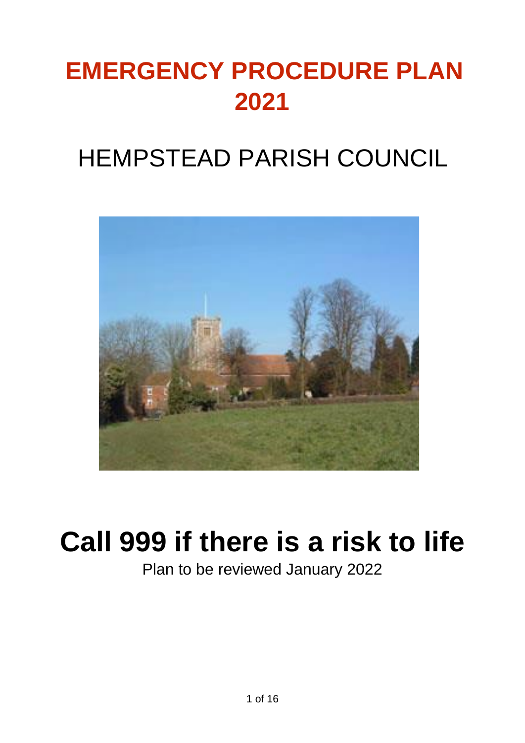# EMERGENCY PROCEDURE PLAN 2021

# HEMPSTEAD PARISH COUNCIL

# Call 999 if there is a risk to life

Plan to be reviewed January 2022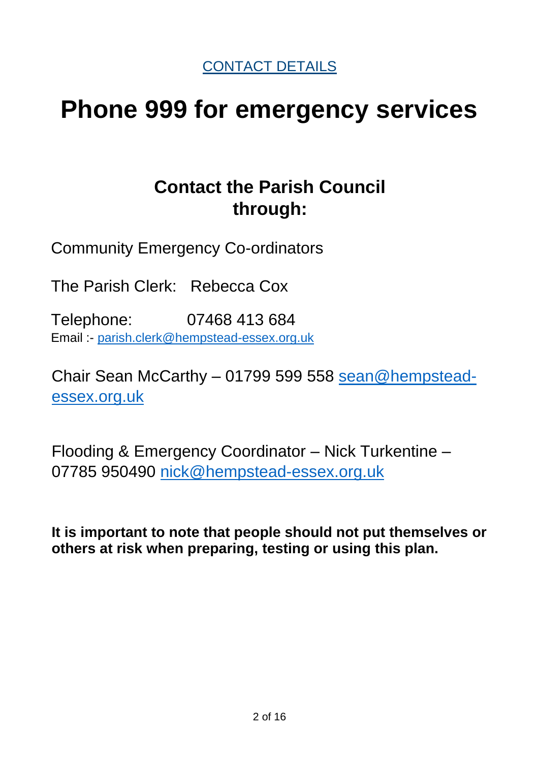CONTACT DETAILS

# Phone 999 for emergency services

## Contact the Parish Council through:

Community Emergency Co-ordinators

The Parish Clerk: Rebecca Cox

Telephone: 07468 413 684
Email :- parish.clerk@hempstead-essex.org.uk

Chair Sean McCarthy – 01799 599 558 sean@hempstead-essex.org.uk

Flooding & Emergency Coordinator – Nick Turkentine – 07785 950490 nick@hempstead-essex.org.uk

**It is important to note that people should not put themselves or others at risk when preparing, testing or using this plan.**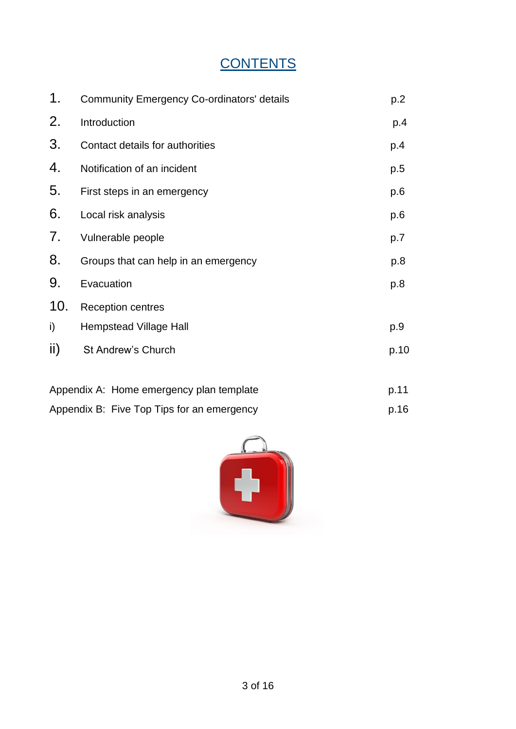# CONTENTS

| | | |
|---|---|---|
| 1. | Community Emergency Co-ordinators' details | p.2 |
| 2. | Introduction | p.4 |
| 3. | Contact details for authorities | p.4 |
| 4. | Notification of an incident | p.5 |
| 5. | First steps in an emergency | p.6 |
| 6. | Local risk analysis | p.6 |
| 7. | Vulnerable people | p.7 |
| 8. | Groups that can help in an emergency | p.8 |
| 9. | Evacuation | p.8 |
| 10. | Reception centres | |
| i) | Hempstead Village Hall | p.9 |
| ii) | St Andrew's Church | p.10 |

| | |
|---|---|
| Appendix A: Home emergency plan template | p.11 |
| Appendix B: Five Top Tips for an emergency | p.16 |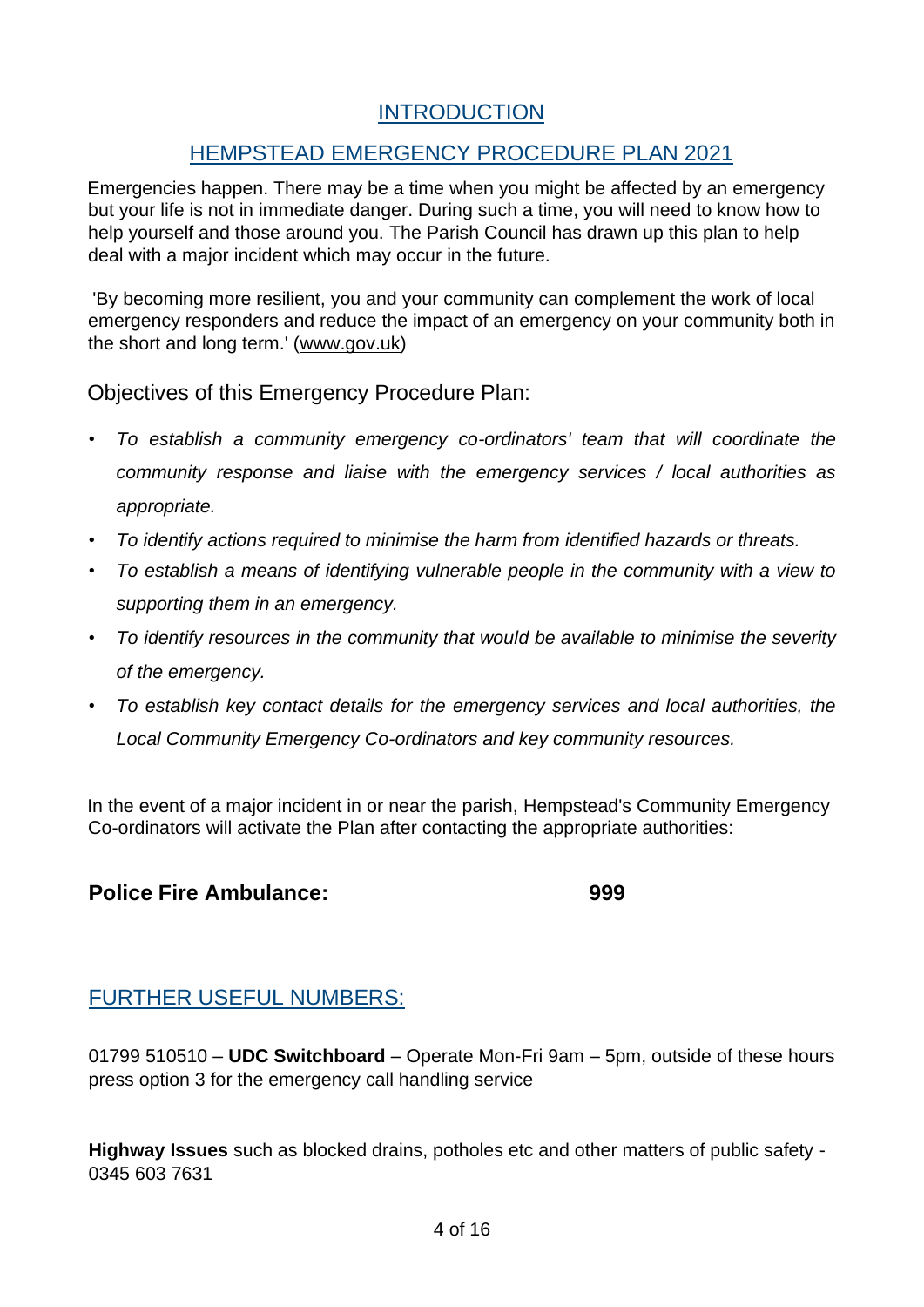## INTRODUCTION

## HEMPSTEAD EMERGENCY PROCEDURE PLAN 2021

Emergencies happen. There may be a time when you might be affected by an emergency but your life is not in immediate danger. During such a time, you will need to know how to help yourself and those around you. The Parish Council has drawn up this plan to help deal with a major incident which may occur in the future.

'By becoming more resilient, you and your community can complement the work of local emergency responders and reduce the impact of an emergency on your community both in the short and long term.' (www.gov.uk)

### Objectives of this Emergency Procedure Plan:

- *To establish a community emergency co-ordinators' team that will coordinate the community response and liaise with the emergency services / local authorities as appropriate.*
- *To identify actions required to minimise the harm from identified hazards or threats.*
- *To establish a means of identifying vulnerable people in the community with a view to supporting them in an emergency.*
- *To identify resources in the community that would be available to minimise the severity of the emergency.*
- *To establish key contact details for the emergency services and local authorities, the Local Community Emergency Co-ordinators and key community resources.*

In the event of a major incident in or near the parish, Hempstead's Community Emergency Co-ordinators will activate the Plan after contacting the appropriate authorities:

**Police Fire Ambulance: 999**

## FURTHER USEFUL NUMBERS:

01799 510510 – **UDC Switchboard** – Operate Mon-Fri 9am – 5pm, outside of these hours press option 3 for the emergency call handling service

**Highway Issues** such as blocked drains, potholes etc and other matters of public safety - 0345 603 7631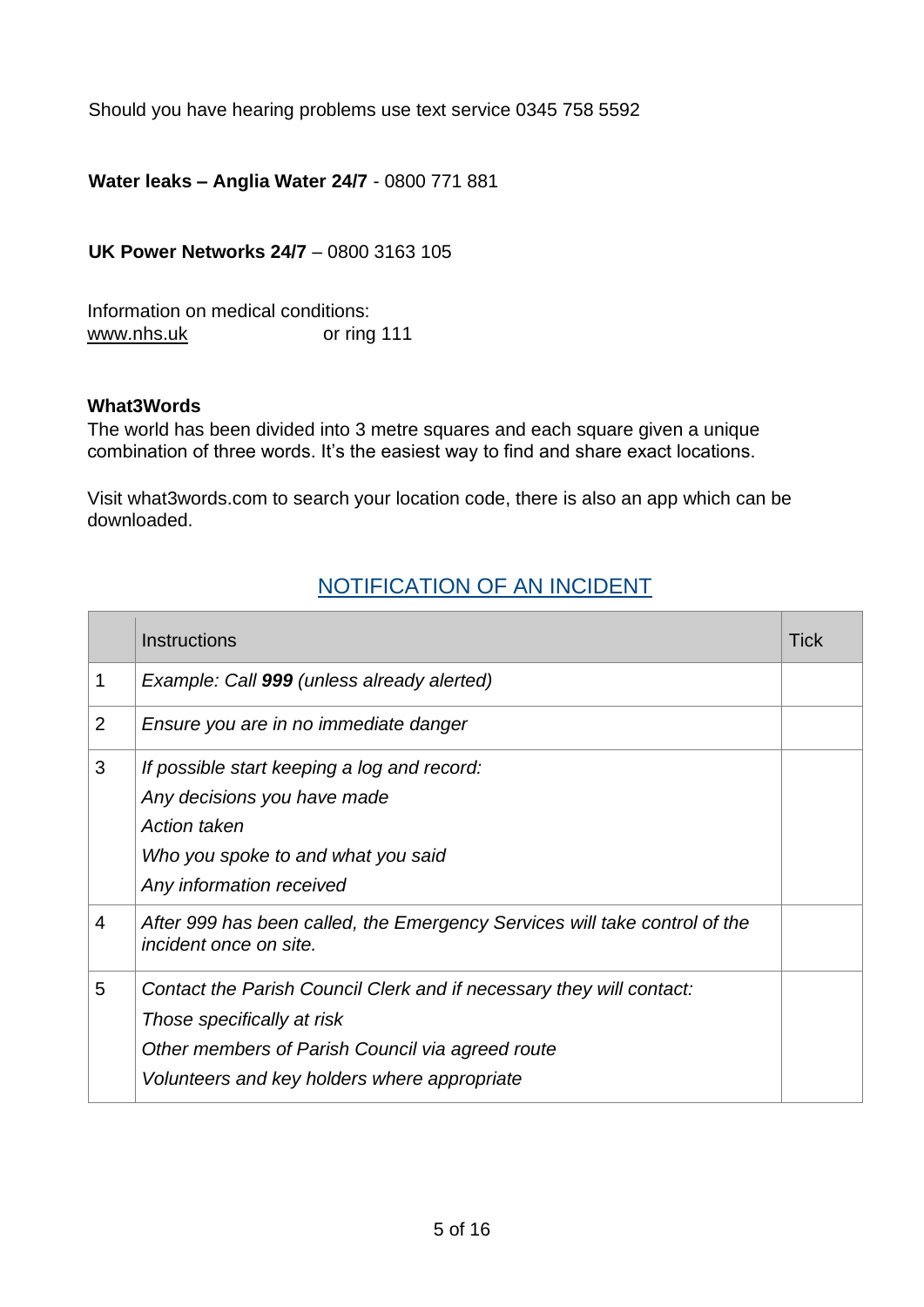Should you have hearing problems use text service 0345 758 5592

**Water leaks – Anglia Water 24/7** - 0800 771 881

**UK Power Networks 24/7** – 0800 3163 105

Information on medical conditions:
www.nhs.uk or ring 111

**What3Words**

The world has been divided into 3 metre squares and each square given a unique combination of three words. It's the easiest way to find and share exact locations.

Visit what3words.com to search your location code, there is also an app which can be downloaded.

## NOTIFICATION OF AN INCIDENT

| | Instructions | Tick |
|---|---|---|
| 1 | *Example: Call **999** (unless already alerted)* | |
| 2 | *Ensure you are in no immediate danger* | |
| 3 | *If possible start keeping a log and record:*<br>*Any decisions you have made*<br>*Action taken*<br>*Who you spoke to and what you said*<br>*Any information received* | |
| 4 | *After 999 has been called, the Emergency Services will take control of the incident once on site.* | |
| 5 | *Contact the Parish Council Clerk and if necessary they will contact:*<br>*Those specifically at risk*<br>*Other members of Parish Council via agreed route*<br>*Volunteers and key holders where appropriate* | |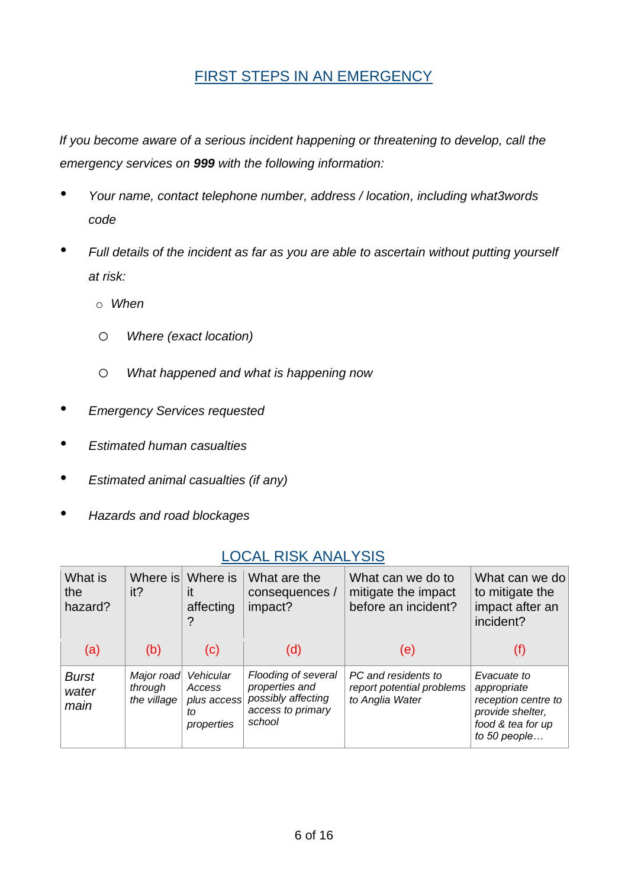## FIRST STEPS IN AN EMERGENCY

*If you become aware of a serious incident happening or threatening to develop, call the emergency services on **999** with the following information:*

- *Your name, contact telephone number, address / location, including what3words code*
- *Full details of the incident as far as you are able to ascertain without putting yourself at risk:*
  - *When*
  - *Where (exact location)*
  - *What happened and what is happening now*
- *Emergency Services requested*
- *Estimated human casualties*
- *Estimated animal casualties (if any)*
- *Hazards and road blockages*

## LOCAL RISK ANALYSIS

| What is the hazard? | Where is it? | Where is it affecting? | What are the consequences / impact? | What can we do to mitigate the impact before an incident? | What can we do to mitigate the impact after an incident? |
|---|---|---|---|---|---|
| (a) | (b) | (c) | (d) | (e) | (f) |
| *Burst water main* | *Major road through the village* | *Vehicular Access plus access to properties* | *Flooding of several properties and possibly affecting access to primary school* | *PC and residents to report potential problems to Anglia Water* | *Evacuate to appropriate reception centre to provide shelter, food & tea for up to 50 people…* |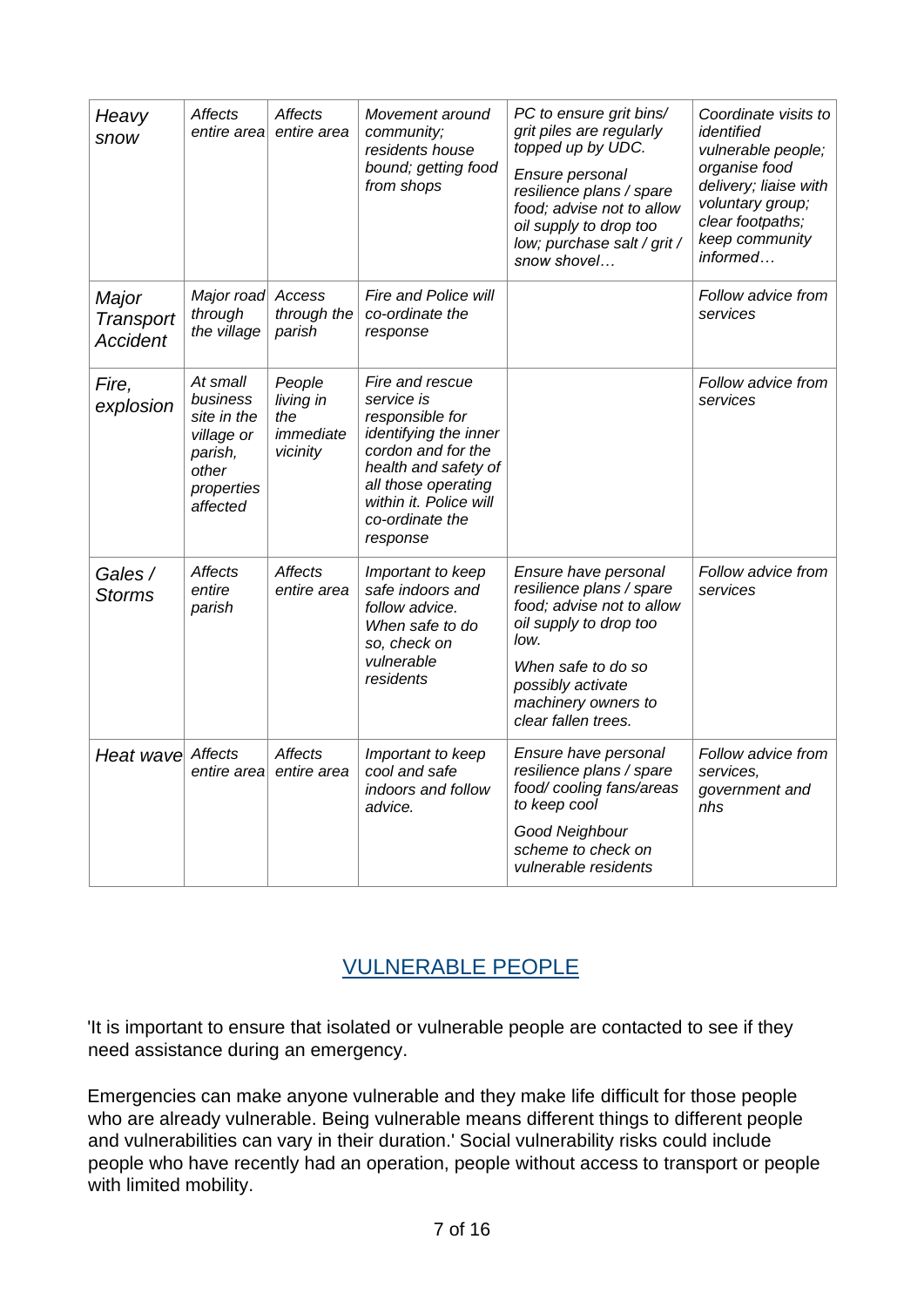| *Heavy snow* | *Affects entire area* | *Affects entire area* | *Movement around community; residents house bound; getting food from shops* | *PC to ensure grit bins/ grit piles are regularly topped up by UDC.*<br>*Ensure personal resilience plans / spare food; advise not to allow oil supply to drop too low; purchase salt / grit / snow shovel…* | *Coordinate visits to identified vulnerable people; organise food delivery; liaise with voluntary group; clear footpaths; keep community informed…* |
|---|---|---|---|---|---|
| *Major Transport Accident* | *Major road through the village* | *Access through the parish* | *Fire and Police will co-ordinate the response* | | *Follow advice from services* |
| *Fire, explosion* | *At small business site in the village or parish, other properties affected* | *People living in the immediate vicinity* | *Fire and rescue service is responsible for identifying the inner cordon and for the health and safety of all those operating within it. Police will co-ordinate the response* | | *Follow advice from services* |
| *Gales / Storms* | *Affects entire parish* | *Affects entire area* | *Important to keep safe indoors and follow advice. When safe to do so, check on vulnerable residents* | *Ensure have personal resilience plans / spare food; advise not to allow oil supply to drop too low.*<br>*When safe to do so possibly activate machinery owners to clear fallen trees.* | *Follow advice from services* |
| *Heat wave* | *Affects entire area* | *Affects entire area* | *Important to keep cool and safe indoors and follow advice.* | *Ensure have personal resilience plans / spare food/ cooling fans/areas to keep cool*<br>*Good Neighbour scheme to check on vulnerable residents* | *Follow advice from services, government and nhs* |

## VULNERABLE PEOPLE

'It is important to ensure that isolated or vulnerable people are contacted to see if they need assistance during an emergency.

Emergencies can make anyone vulnerable and they make life difficult for those people who are already vulnerable. Being vulnerable means different things to different people and vulnerabilities can vary in their duration.' Social vulnerability risks could include people who have recently had an operation, people without access to transport or people with limited mobility.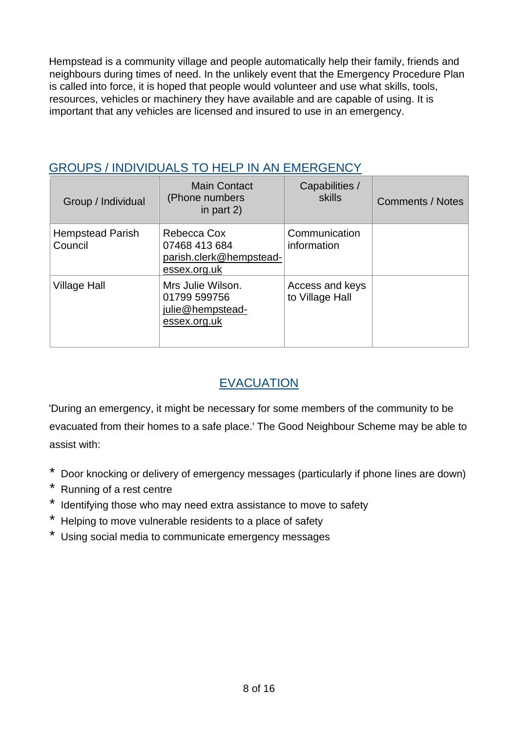Hempstead is a community village and people automatically help their family, friends and neighbours during times of need. In the unlikely event that the Emergency Procedure Plan is called into force, it is hoped that people would volunteer and use what skills, tools, resources, vehicles or machinery they have available and are capable of using. It is important that any vehicles are licensed and insured to use in an emergency.

## GROUPS / INDIVIDUALS TO HELP IN AN EMERGENCY

| Group / Individual | Main Contact (Phone numbers in part 2) | Capabilities / skills | Comments / Notes |
|---|---|---|---|
| Hempstead Parish Council | Rebecca Cox 07468 413 684 parish.clerk@hempstead-essex.org.uk | Communication information | |
| Village Hall | Mrs Julie Wilson. 01799 599756 julie@hempstead-essex.org.uk | Access and keys to Village Hall | |

## EVACUATION

'During an emergency, it might be necessary for some members of the community to be evacuated from their homes to a safe place.' The Good Neighbour Scheme may be able to assist with:

* Door knocking or delivery of emergency messages (particularly if phone lines are down)
* Running of a rest centre
* Identifying those who may need extra assistance to move to safety
* Helping to move vulnerable residents to a place of safety
* Using social media to communicate emergency messages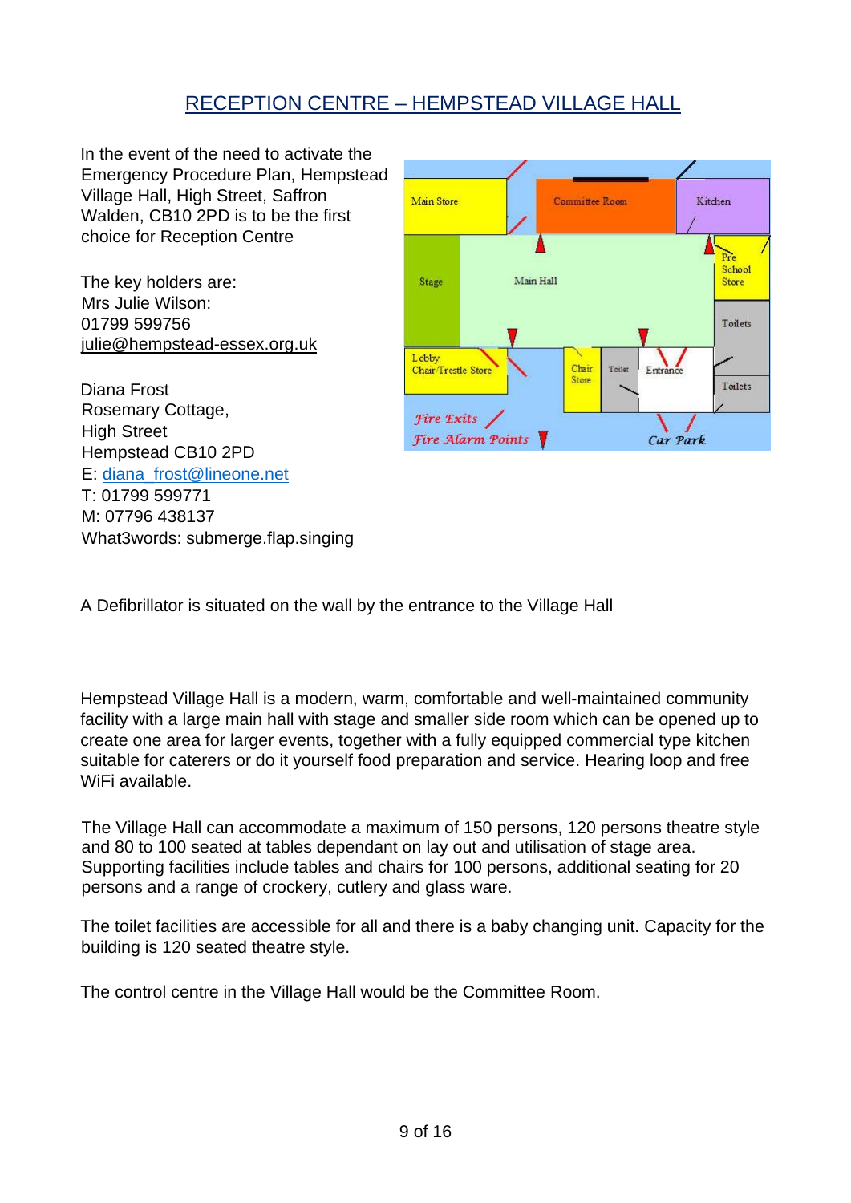# RECEPTION CENTRE – HEMPSTEAD VILLAGE HALL

In the event of the need to activate the Emergency Procedure Plan, Hempstead Village Hall, High Street, Saffron Walden, CB10 2PD is to be the first choice for Reception Centre

The key holders are:
Mrs Julie Wilson:
01799 599756
julie@hempstead-essex.org.uk

Diana Frost
Rosemary Cottage,
High Street
Hempstead CB10 2PD
E: diana_frost@lineone.net
T: 01799 599771
M: 07796 438137
What3words: submerge.flap.singing

A Defibrillator is situated on the wall by the entrance to the Village Hall

Hempstead Village Hall is a modern, warm, comfortable and well-maintained community facility with a large main hall with stage and smaller side room which can be opened up to create one area for larger events, together with a fully equipped commercial type kitchen suitable for caterers or do it yourself food preparation and service. Hearing loop and free WiFi available.

The Village Hall can accommodate a maximum of 150 persons, 120 persons theatre style and 80 to 100 seated at tables dependant on lay out and utilisation of stage area. Supporting facilities include tables and chairs for 100 persons, additional seating for 20 persons and a range of crockery, cutlery and glass ware.

The toilet facilities are accessible for all and there is a baby changing unit. Capacity for the building is 120 seated theatre style.

The control centre in the Village Hall would be the Committee Room.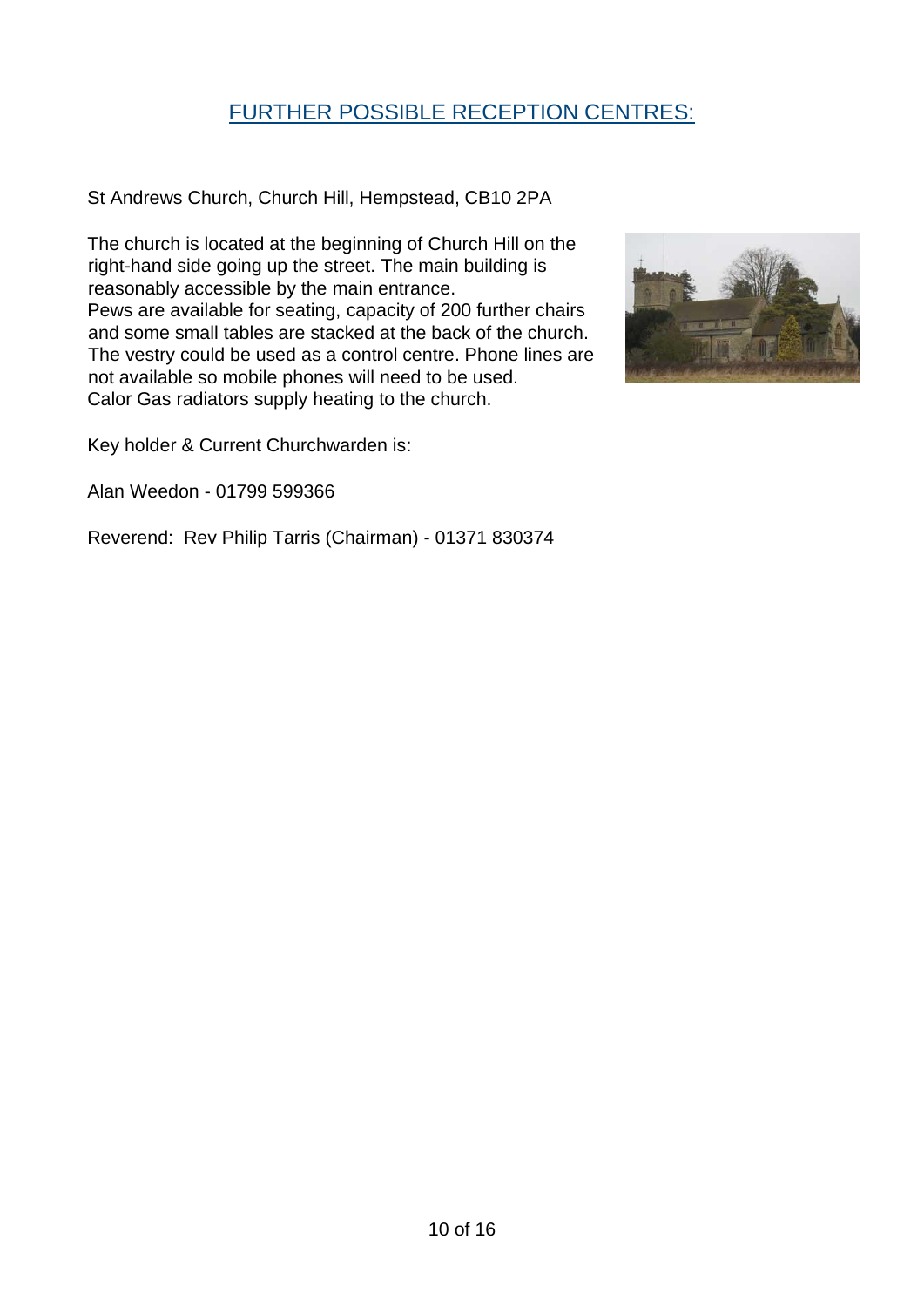## FURTHER POSSIBLE RECEPTION CENTRES:

### St Andrews Church, Church Hill, Hempstead, CB10 2PA

The church is located at the beginning of Church Hill on the right-hand side going up the street. The main building is reasonably accessible by the main entrance.
Pews are available for seating, capacity of 200 further chairs and some small tables are stacked at the back of the church.
The vestry could be used as a control centre. Phone lines are not available so mobile phones will need to be used.
Calor Gas radiators supply heating to the church.

Key holder & Current Churchwarden is:

Alan Weedon - 01799 599366

Reverend: Rev Philip Tarris (Chairman) - 01371 830374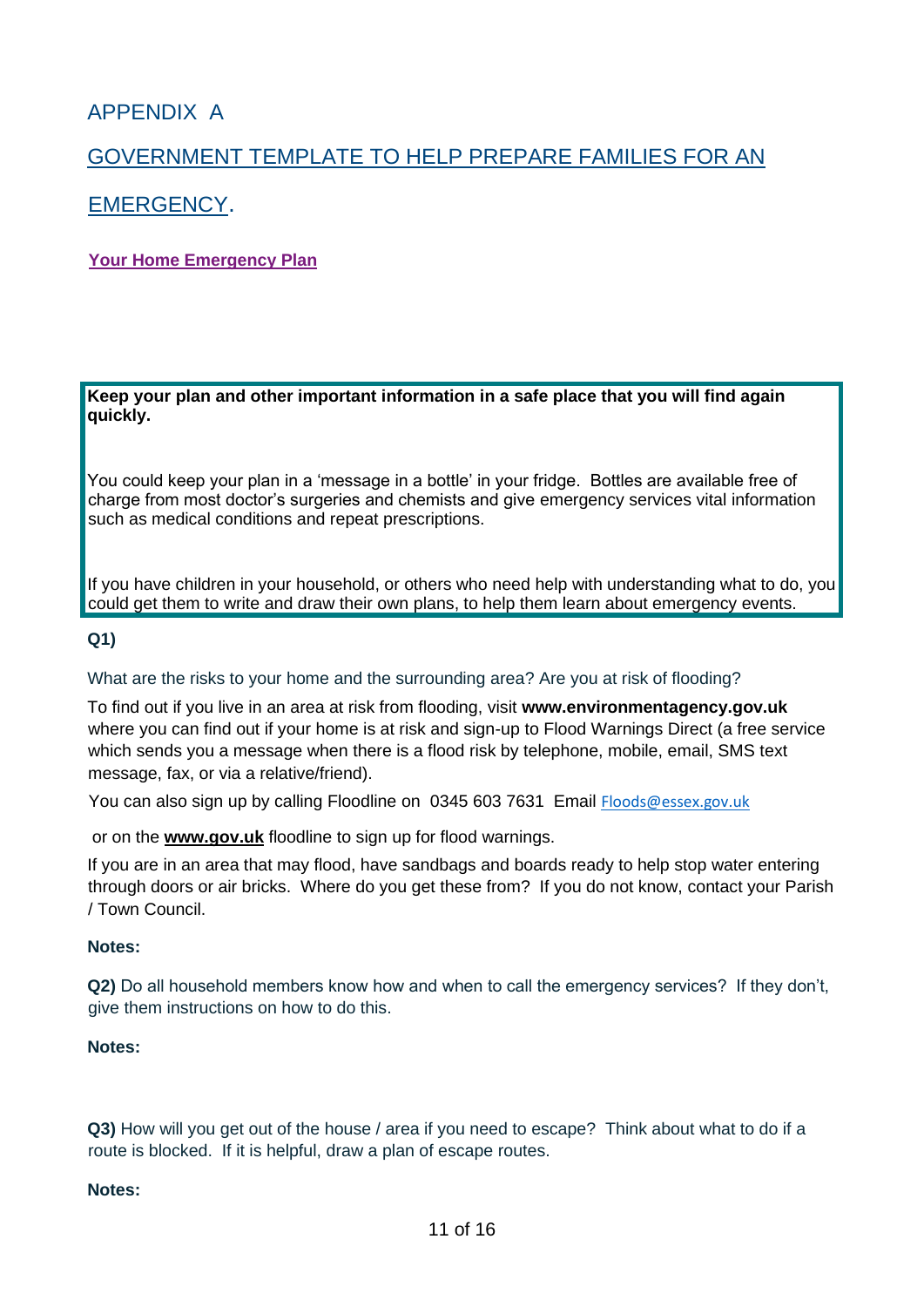# APPENDIX A

## GOVERNMENT TEMPLATE TO HELP PREPARE FAMILIES FOR AN EMERGENCY.

**Your Home Emergency Plan**

> **Keep your plan and other important information in a safe place that you will find again quickly.**
>
> You could keep your plan in a 'message in a bottle' in your fridge. Bottles are available free of charge from most doctor's surgeries and chemists and give emergency services vital information such as medical conditions and repeat prescriptions.
>
> If you have children in your household, or others who need help with understanding what to do, you could get them to write and draw their own plans, to help them learn about emergency events.

**Q1)**

What are the risks to your home and the surrounding area? Are you at risk of flooding?

To find out if you live in an area at risk from flooding, visit **www.environmentagency.gov.uk** where you can find out if your home is at risk and sign-up to Flood Warnings Direct (a free service which sends you a message when there is a flood risk by telephone, mobile, email, SMS text message, fax, or via a relative/friend).

You can also sign up by calling Floodline on 0345 603 7631 Email Floods@essex.gov.uk

or on the **www.gov.uk** floodline to sign up for flood warnings.

If you are in an area that may flood, have sandbags and boards ready to help stop water entering through doors or air bricks. Where do you get these from? If you do not know, contact your Parish / Town Council.

**Notes:**

**Q2)** Do all household members know how and when to call the emergency services? If they don't, give them instructions on how to do this.

**Notes:**

**Q3)** How will you get out of the house / area if you need to escape? Think about what to do if a route is blocked. If it is helpful, draw a plan of escape routes.

**Notes:**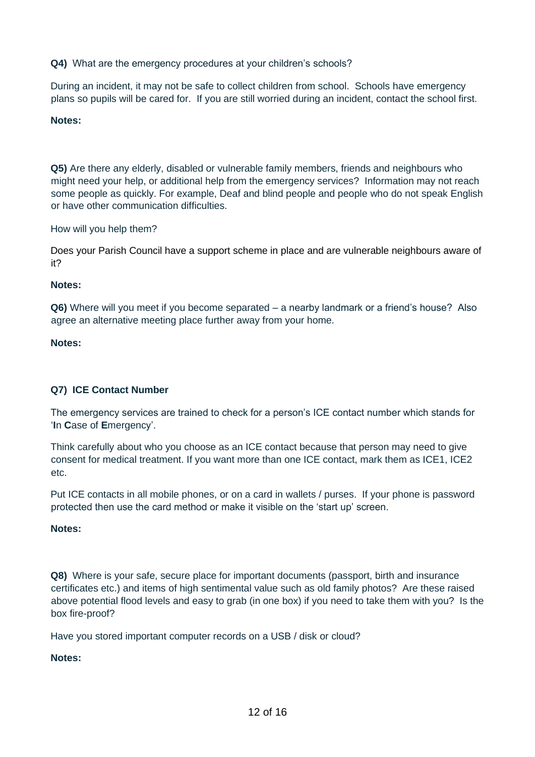**Q4)** What are the emergency procedures at your children's schools?

During an incident, it may not be safe to collect children from school. Schools have emergency plans so pupils will be cared for. If you are still worried during an incident, contact the school first.

**Notes:**

**Q5)** Are there any elderly, disabled or vulnerable family members, friends and neighbours who might need your help, or additional help from the emergency services? Information may not reach some people as quickly. For example, Deaf and blind people and people who do not speak English or have other communication difficulties.

How will you help them?

Does your Parish Council have a support scheme in place and are vulnerable neighbours aware of it?

**Notes:**

**Q6)** Where will you meet if you become separated – a nearby landmark or a friend's house? Also agree an alternative meeting place further away from your home.

**Notes:**

**Q7) ICE Contact Number**

The emergency services are trained to check for a person's ICE contact number which stands for '**I**n **C**ase of **E**mergency'.

Think carefully about who you choose as an ICE contact because that person may need to give consent for medical treatment. If you want more than one ICE contact, mark them as ICE1, ICE2 etc.

Put ICE contacts in all mobile phones, or on a card in wallets / purses. If your phone is password protected then use the card method or make it visible on the 'start up' screen.

**Notes:**

**Q8)** Where is your safe, secure place for important documents (passport, birth and insurance certificates etc.) and items of high sentimental value such as old family photos? Are these raised above potential flood levels and easy to grab (in one box) if you need to take them with you? Is the box fire-proof?

Have you stored important computer records on a USB / disk or cloud?

**Notes:**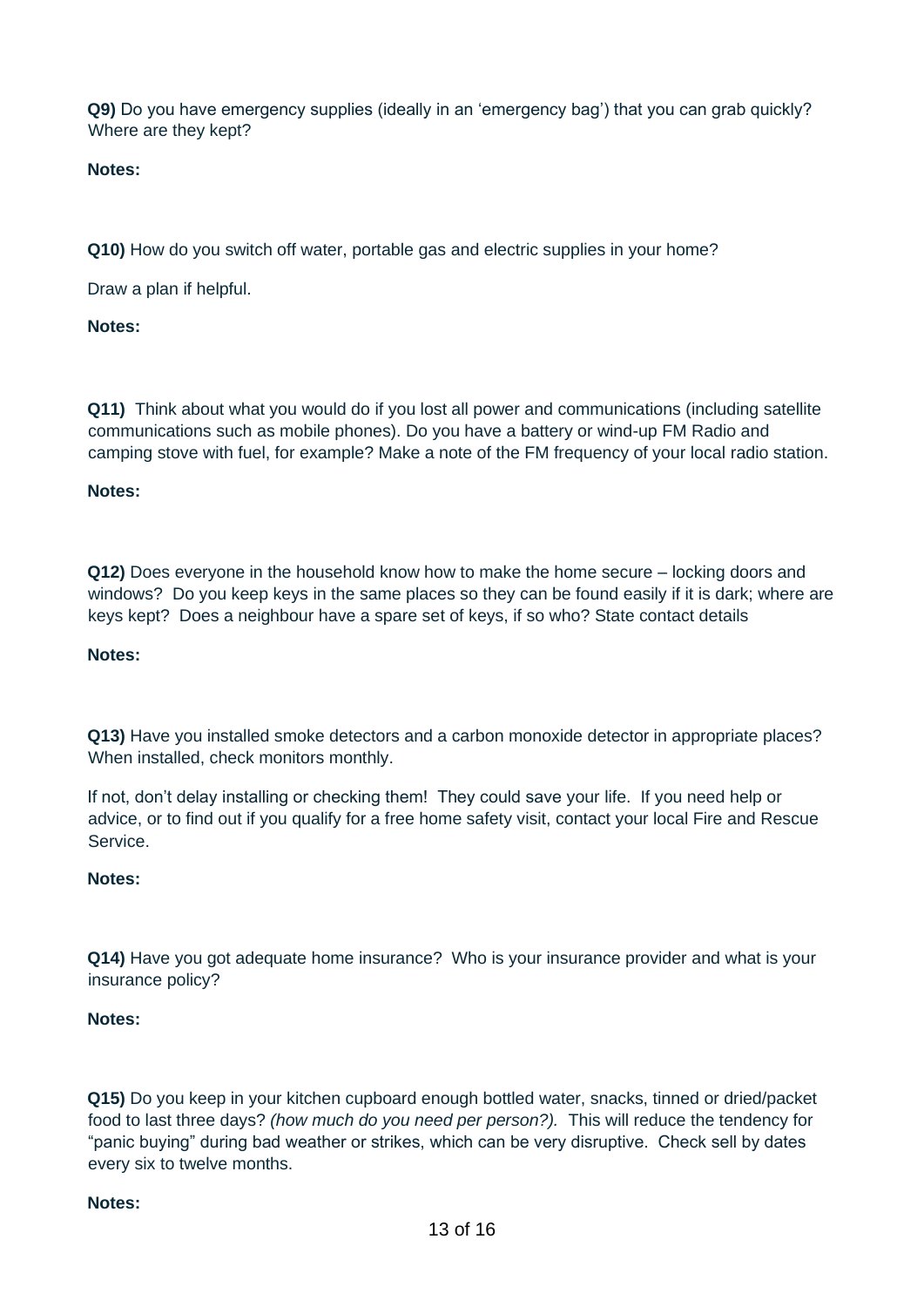**Q9)** Do you have emergency supplies (ideally in an 'emergency bag') that you can grab quickly? Where are they kept?

**Notes:**

**Q10)** How do you switch off water, portable gas and electric supplies in your home?

Draw a plan if helpful.

**Notes:**

**Q11)** Think about what you would do if you lost all power and communications (including satellite communications such as mobile phones). Do you have a battery or wind-up FM Radio and camping stove with fuel, for example? Make a note of the FM frequency of your local radio station.

**Notes:**

**Q12)** Does everyone in the household know how to make the home secure – locking doors and windows? Do you keep keys in the same places so they can be found easily if it is dark; where are keys kept? Does a neighbour have a spare set of keys, if so who? State contact details

**Notes:**

**Q13)** Have you installed smoke detectors and a carbon monoxide detector in appropriate places? When installed, check monitors monthly.

If not, don't delay installing or checking them! They could save your life. If you need help or advice, or to find out if you qualify for a free home safety visit, contact your local Fire and Rescue Service.

**Notes:**

**Q14)** Have you got adequate home insurance? Who is your insurance provider and what is your insurance policy?

**Notes:**

**Q15)** Do you keep in your kitchen cupboard enough bottled water, snacks, tinned or dried/packet food to last three days? *(how much do you need per person?).* This will reduce the tendency for "panic buying" during bad weather or strikes, which can be very disruptive. Check sell by dates every six to twelve months.

**Notes:**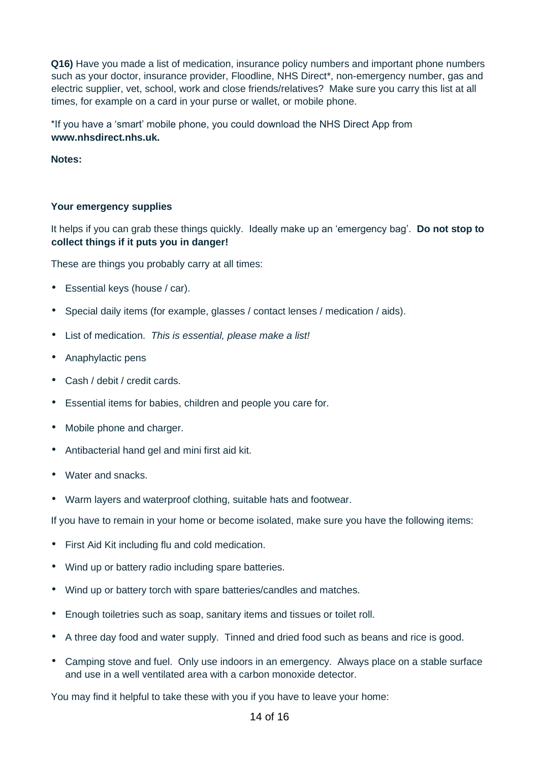**Q16)** Have you made a list of medication, insurance policy numbers and important phone numbers such as your doctor, insurance provider, Floodline, NHS Direct*, non-emergency number, gas and electric supplier, vet, school, work and close friends/relatives? Make sure you carry this list at all times, for example on a card in your purse or wallet, or mobile phone.

*If you have a 'smart' mobile phone, you could download the NHS Direct App from **www.nhsdirect.nhs.uk.**

**Notes:**

**Your emergency supplies**

It helps if you can grab these things quickly. Ideally make up an 'emergency bag'. **Do not stop to collect things if it puts you in danger!**

These are things you probably carry at all times:

- Essential keys (house / car).
- Special daily items (for example, glasses / contact lenses / medication / aids).
- List of medication. *This is essential, please make a list!*
- Anaphylactic pens
- Cash / debit / credit cards.
- Essential items for babies, children and people you care for.
- Mobile phone and charger.
- Antibacterial hand gel and mini first aid kit.
- Water and snacks.
- Warm layers and waterproof clothing, suitable hats and footwear.

If you have to remain in your home or become isolated, make sure you have the following items:

- First Aid Kit including flu and cold medication.
- Wind up or battery radio including spare batteries.
- Wind up or battery torch with spare batteries/candles and matches.
- Enough toiletries such as soap, sanitary items and tissues or toilet roll.
- A three day food and water supply. Tinned and dried food such as beans and rice is good.
- Camping stove and fuel. Only use indoors in an emergency. Always place on a stable surface and use in a well ventilated area with a carbon monoxide detector.

You may find it helpful to take these with you if you have to leave your home: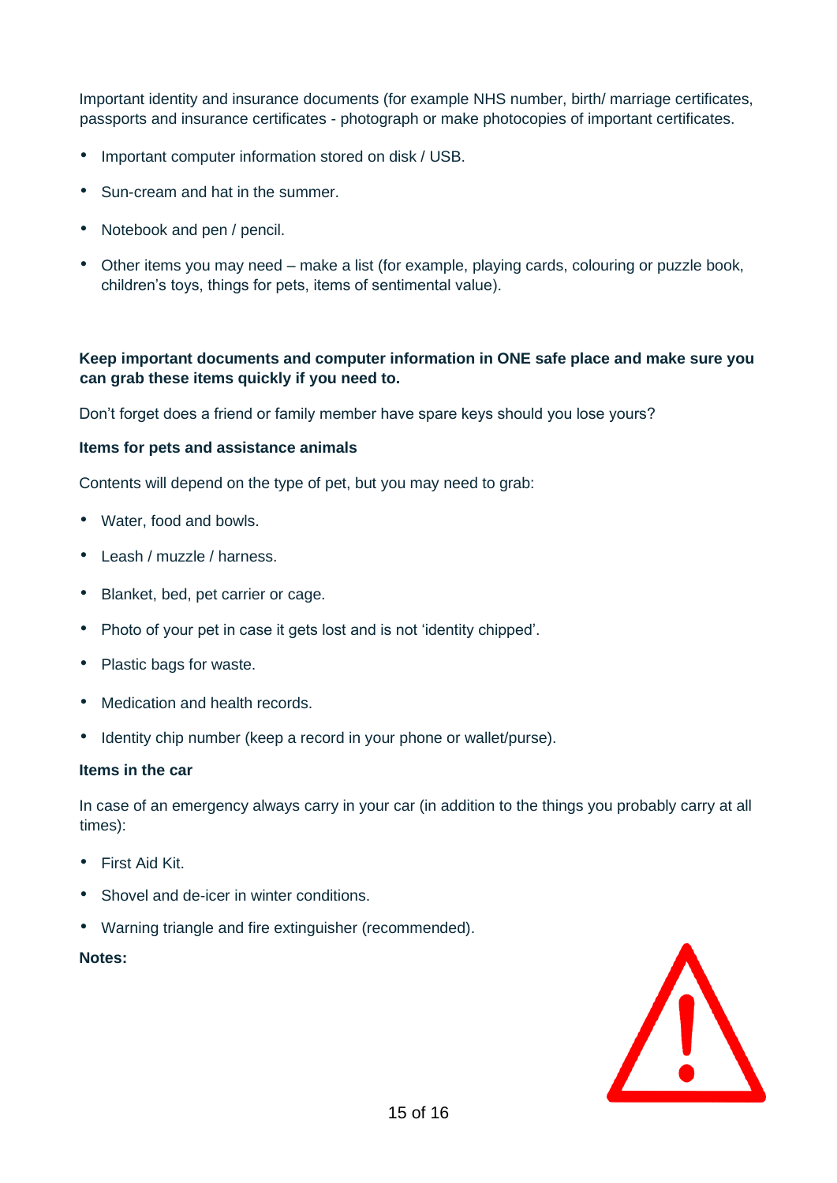Important identity and insurance documents (for example NHS number, birth/ marriage certificates, passports and insurance certificates - photograph or make photocopies of important certificates.

- Important computer information stored on disk / USB.
- Sun-cream and hat in the summer.
- Notebook and pen / pencil.
- Other items you may need – make a list (for example, playing cards, colouring or puzzle book, children's toys, things for pets, items of sentimental value).

**Keep important documents and computer information in ONE safe place and make sure you can grab these items quickly if you need to.**

Don't forget does a friend or family member have spare keys should you lose yours?

**Items for pets and assistance animals**

Contents will depend on the type of pet, but you may need to grab:

- Water, food and bowls.
- Leash / muzzle / harness.
- Blanket, bed, pet carrier or cage.
- Photo of your pet in case it gets lost and is not 'identity chipped'.
- Plastic bags for waste.
- Medication and health records.
- Identity chip number (keep a record in your phone or wallet/purse).

**Items in the car**

In case of an emergency always carry in your car (in addition to the things you probably carry at all times):

- First Aid Kit.
- Shovel and de-icer in winter conditions.
- Warning triangle and fire extinguisher (recommended).

**Notes:**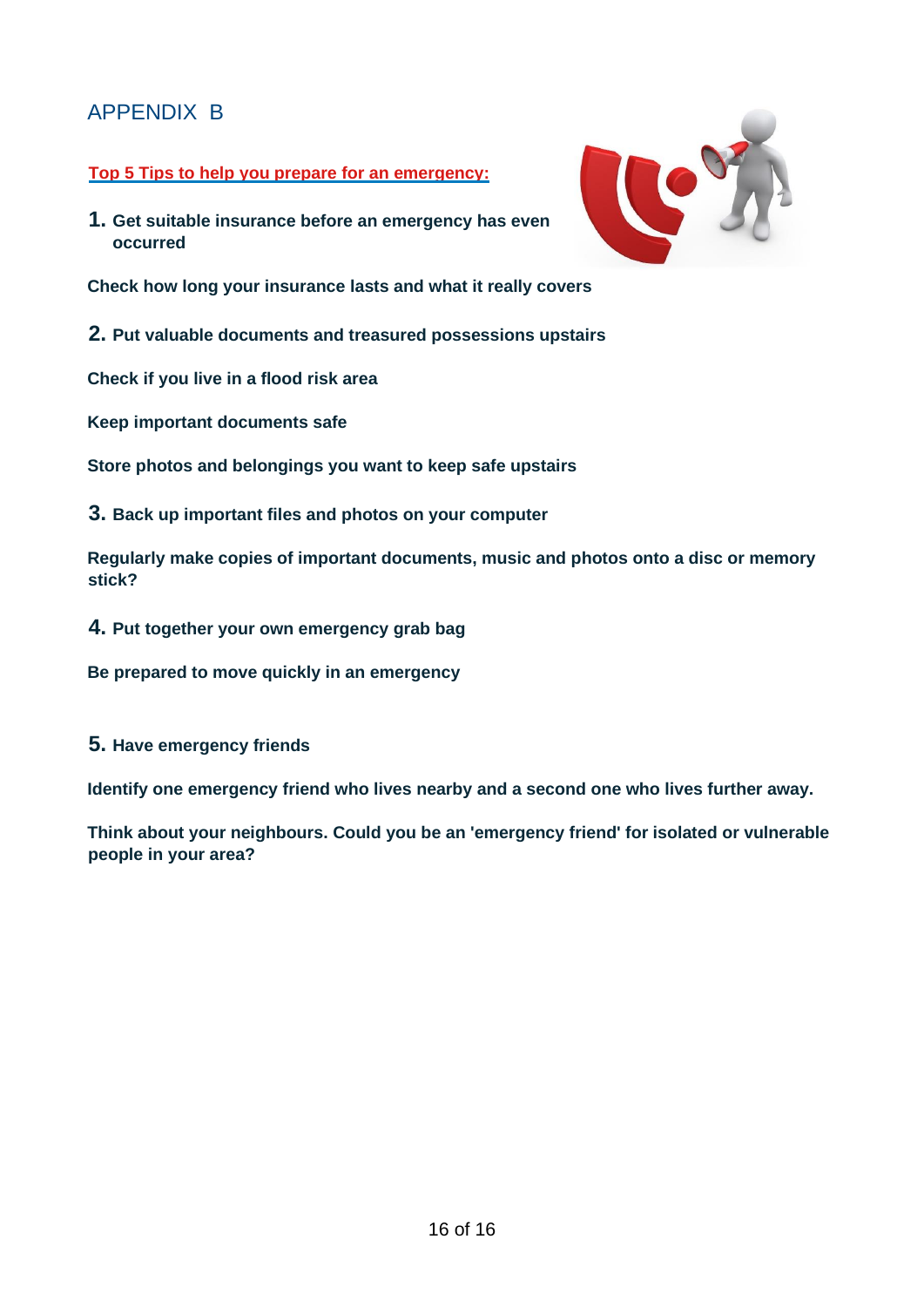# APPENDIX B

**Top 5 Tips to help you prepare for an emergency:**

**1. Get suitable insurance before an emergency has even occurred**

**Check how long your insurance lasts and what it really covers**

**2. Put valuable documents and treasured possessions upstairs**

**Check if you live in a flood risk area**

**Keep important documents safe**

**Store photos and belongings you want to keep safe upstairs**

**3. Back up important files and photos on your computer**

**Regularly make copies of important documents, music and photos onto a disc or memory stick?**

**4. Put together your own emergency grab bag**

**Be prepared to move quickly in an emergency**

**5. Have emergency friends**

**Identify one emergency friend who lives nearby and a second one who lives further away.**

**Think about your neighbours. Could you be an 'emergency friend' for isolated or vulnerable people in your area?**